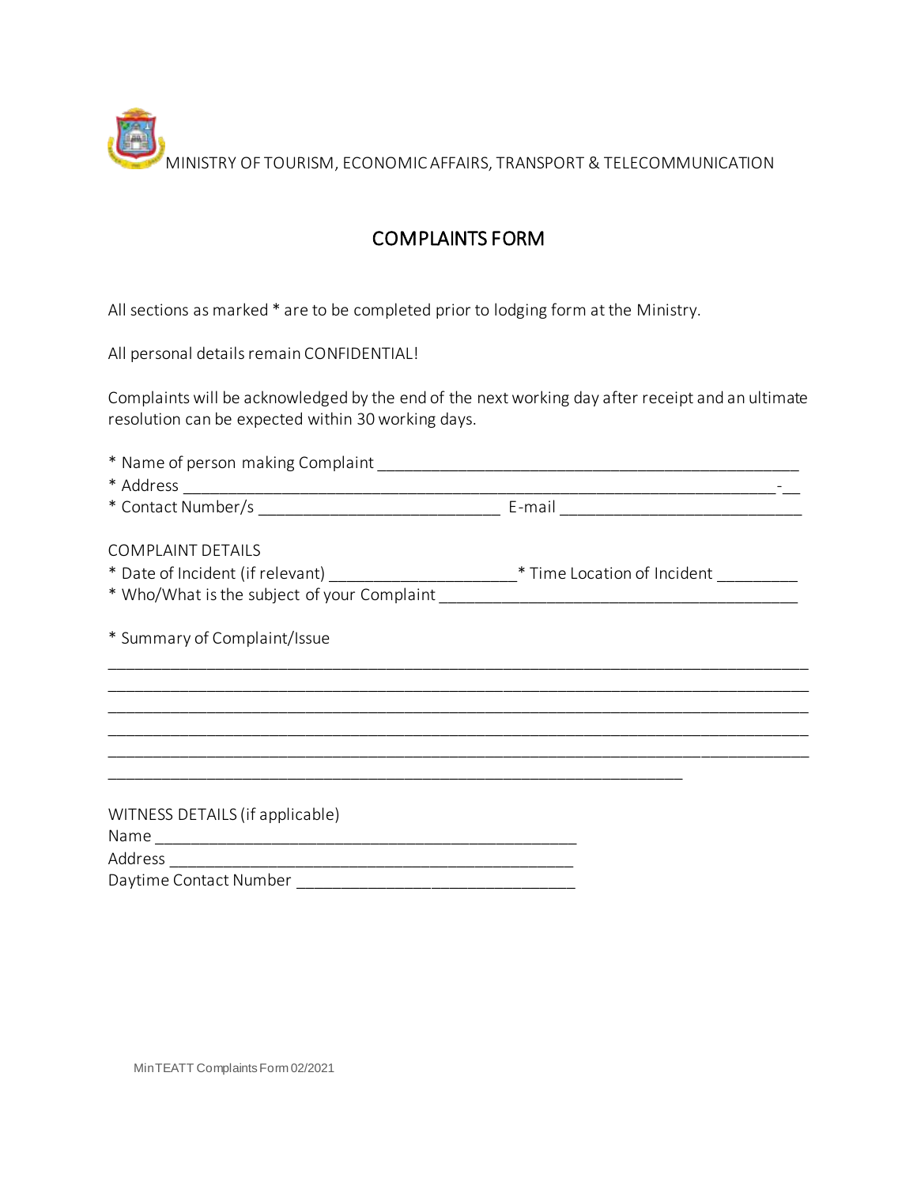MINISTRY OF TOURISM, ECONOMIC AFFAIRS, TRANSPORT & TELECOMMUNICATION

# COMPLAINTS FORM

All sections as marked * are to be completed prior to lodging form at the Ministry.

All personal details remain CONFIDENTIAL!

Complaints will be acknowledged by the end of the next working day after receipt and an ultimate resolution can be expected within 30 working days.

\* Name of person making Complaint ______________________________________________

\* Address _________________________________________________________________-__

\* Contact Number/s ___________________________ E-mail ___________________________

COMPLAINT DETAILS

\* Date of Incident (if relevant) _____________________* Time Location of Incident _________

\* Who/What is the subject of your Complaint ________________________________________

\* Summary of Complaint/Issue

________________________________________________________________________________
________________________________________________________________________________
________________________________________________________________________________
________________________________________________________________________________
________________________________________________________________________________
_________________________________________________________________

WITNESS DETAILS (if applicable)

Name ________________________________________________

Address ______________________________________________

Daytime Contact Number ________________________________

MinTEATT Complaints Form 02/2021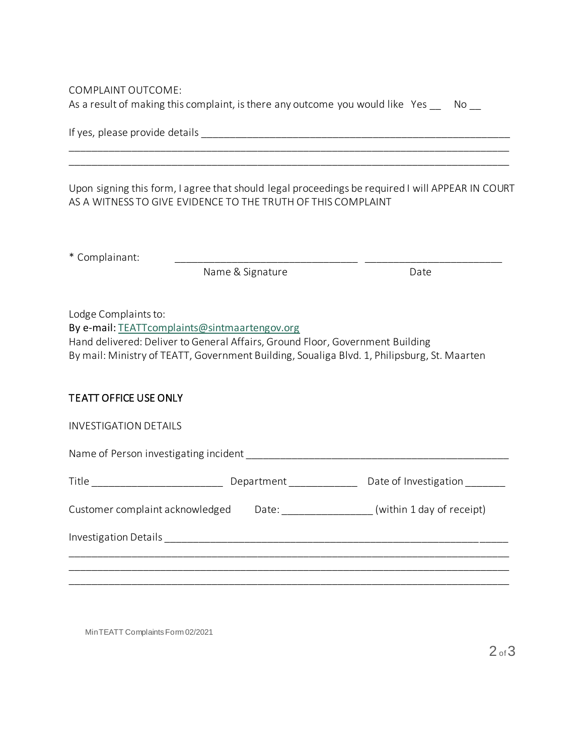COMPLAINT OUTCOME:

As a result of making this complaint, is there any outcome you would like Yes __ No __

If yes, please provide details ____________________________________________________________
____________________________________________________________________________
____________________________________________________________________________

Upon signing this form, I agree that should legal proceedings be required I will APPEAR IN COURT AS A WITNESS TO GIVE EVIDENCE TO THE TRUTH OF THIS COMPLAINT

* Complainant: ________________________________ ________________________

Name & Signature Date

Lodge Complaints to:

By e-mail: TEATTcomplaints@sintmaartengov.org

Hand delivered: Deliver to General Affairs, Ground Floor, Government Building

By mail: Ministry of TEATT, Government Building, Soualiga Blvd. 1, Philipsburg, St. Maarten

## TEATT OFFICE USE ONLY

INVESTIGATION DETAILS

Name of Person investigating incident ______________________________________________

Title _______________________ Department ____________ Date of Investigation _______

Customer complaint acknowledged Date: ________________ (within 1 day of receipt)

Investigation Details _________________________________________________________
____________________________________________________________________________
____________________________________________________________________________
____________________________________________________________________________

Min TEATT Complaints Form 02/2021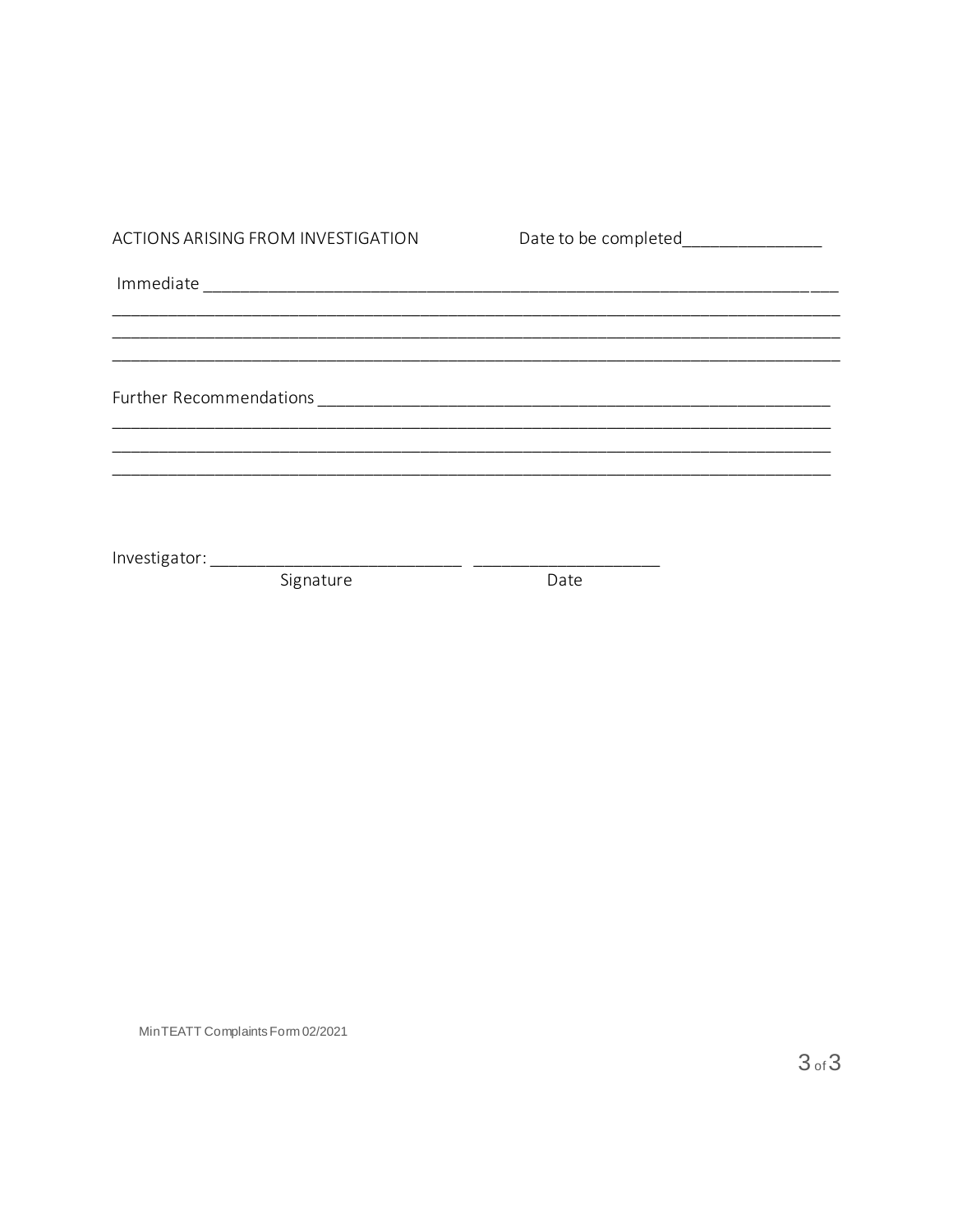ACTIONS ARISING FROM INVESTIGATION　　　　Date to be completed_______________

Immediate ______________________________________________________________________
_________________________________________________________________________________
_________________________________________________________________________________
_________________________________________________________________________________

Further Recommendations _________________________________________________________
_________________________________________________________________________________
_________________________________________________________________________________
_________________________________________________________________________________

Investigator: ____________________________ ____________________
Signature　　　　　　　　　　Date

Min TEATT Complaints Form 02/2021